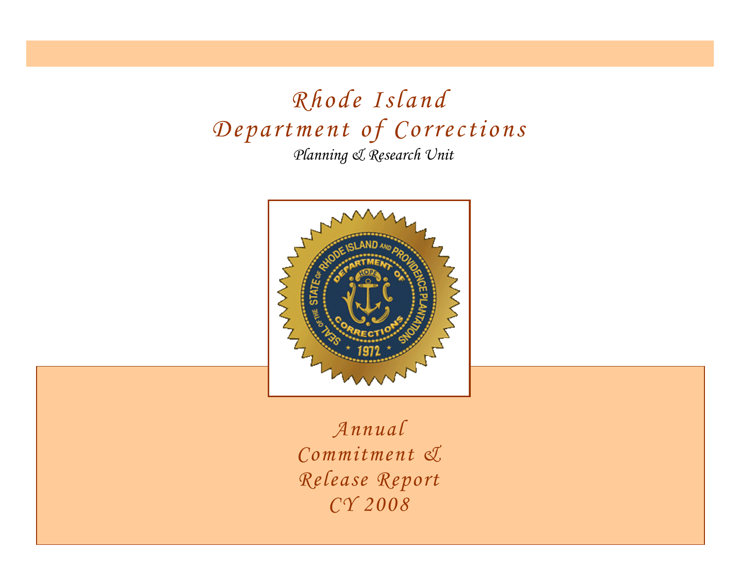# Rhode Island Department of Corrections

*Planning & Research Unit*

# Annual Commitment & Release Report CY 2008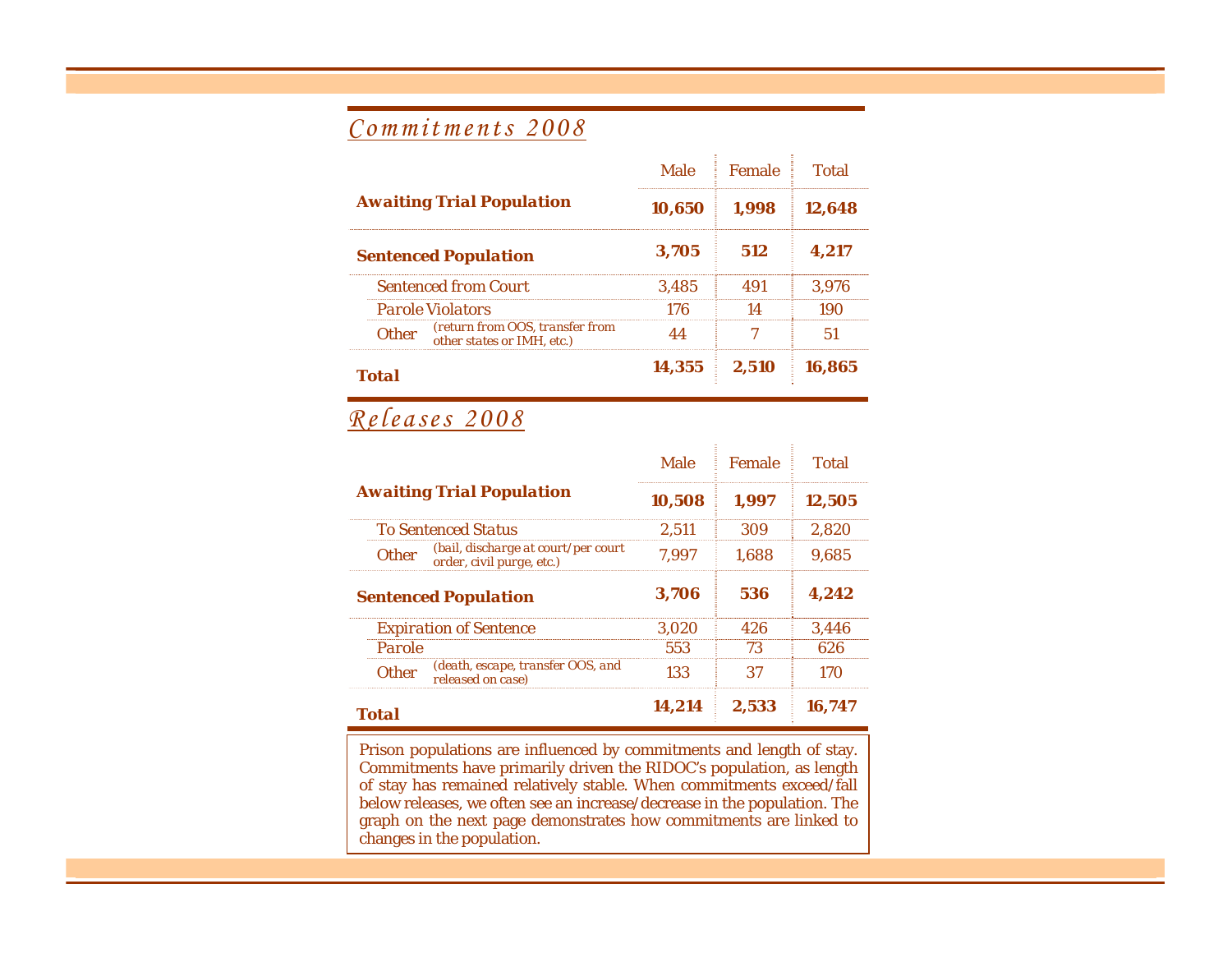## *Commitments 2008*

| | Male | Female | Total |
|---|---|---|---|
| **Awaiting Trial Population** | **10,650** | **1,998** | **12,648** |
| **Sentenced Population** | **3,705** | **512** | **4,217** |
| Sentenced from Court | 3,485 | 491 | 3,976 |
| Parole Violators | 176 | 14 | 190 |
| Other (return from OOS, transfer from other states or IMH, etc.) | 44 | 7 | 51 |
| **Total** | **14,355** | **2,510** | **16,865** |

## *Releases 2008*

| | Male | Female | Total |
|---|---|---|---|
| **Awaiting Trial Population** | **10,508** | **1,997** | **12,505** |
| To Sentenced Status | 2,511 | 309 | 2,820 |
| Other (bail, discharge at court/per court order, civil purge, etc.) | 7,997 | 1,688 | 9,685 |
| **Sentenced Population** | **3,706** | **536** | **4,242** |
| Expiration of Sentence | 3,020 | 426 | 3,446 |
| Parole | 553 | 73 | 626 |
| Other (death, escape, transfer OOS, and released on case) | 133 | 37 | 170 |
| **Total** | **14,214** | **2,533** | **16,747** |

Prison populations are influenced by commitments and length of stay. Commitments have primarily driven the RIDOC's population, as length of stay has remained relatively stable. When commitments exceed/fall below releases, we often see an increase/decrease in the population. The graph on the next page demonstrates how commitments are linked to changes in the population.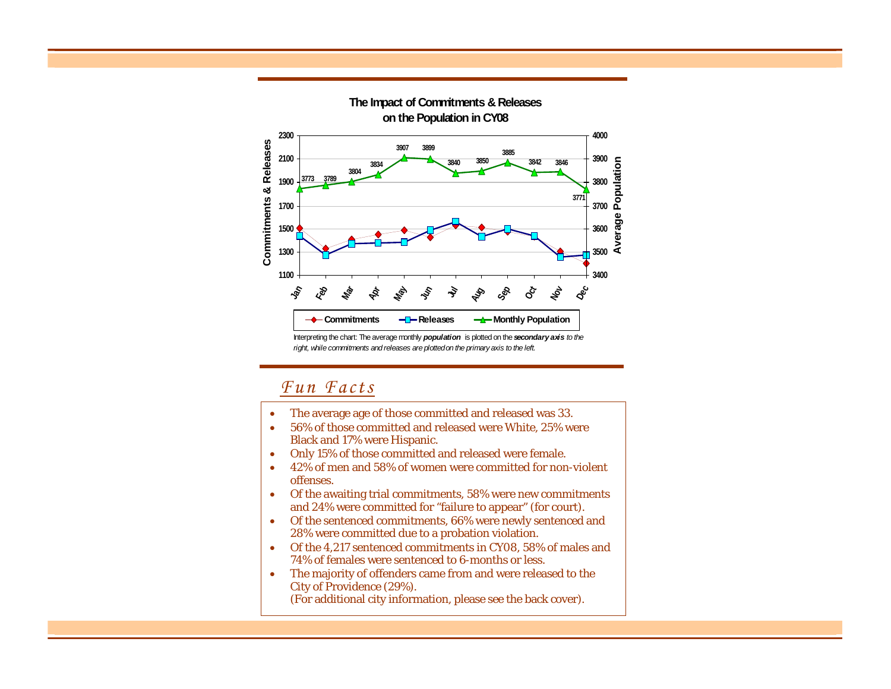## The Impact of Commitments & Releases on the Population in CY08

| Month | Monthly Population |
|---|---|
| Jan | 3773 |
| Feb | 3789 |
| Mar | 3804 |
| Apr | 3834 |
| May | 3907 |
| Jun | 3899 |
| Jul | 3840 |
| Aug | 3850 |
| Sep | 3885 |
| Oct | 3842 |
| Nov | 3846 |
| Dec | 3771 |

Legend: Commitments, Releases, Monthly Population

Interpreting the chart: The average monthly ***population*** is plotted on the ***secondary axis*** *to the right, while commitments and releases are plotted on the primary axis to the left.*

## *Fun Facts*

- The average age of those committed and released was 33.
- 56% of those committed and released were White, 25% were Black and 17% were Hispanic.
- Only 15% of those committed and released were female.
- 42% of men and 58% of women were committed for non-violent offenses.
- Of the awaiting trial commitments, 58% were new commitments and 24% were committed for "failure to appear" (for court).
- Of the sentenced commitments, 66% were newly sentenced and 28% were committed due to a probation violation.
- Of the 4,217 sentenced commitments in CY08, 58% of males and 74% of females were sentenced to 6-months or less.
- The majority of offenders came from and were released to the City of Providence (29%).
  (For additional city information, please see the back cover).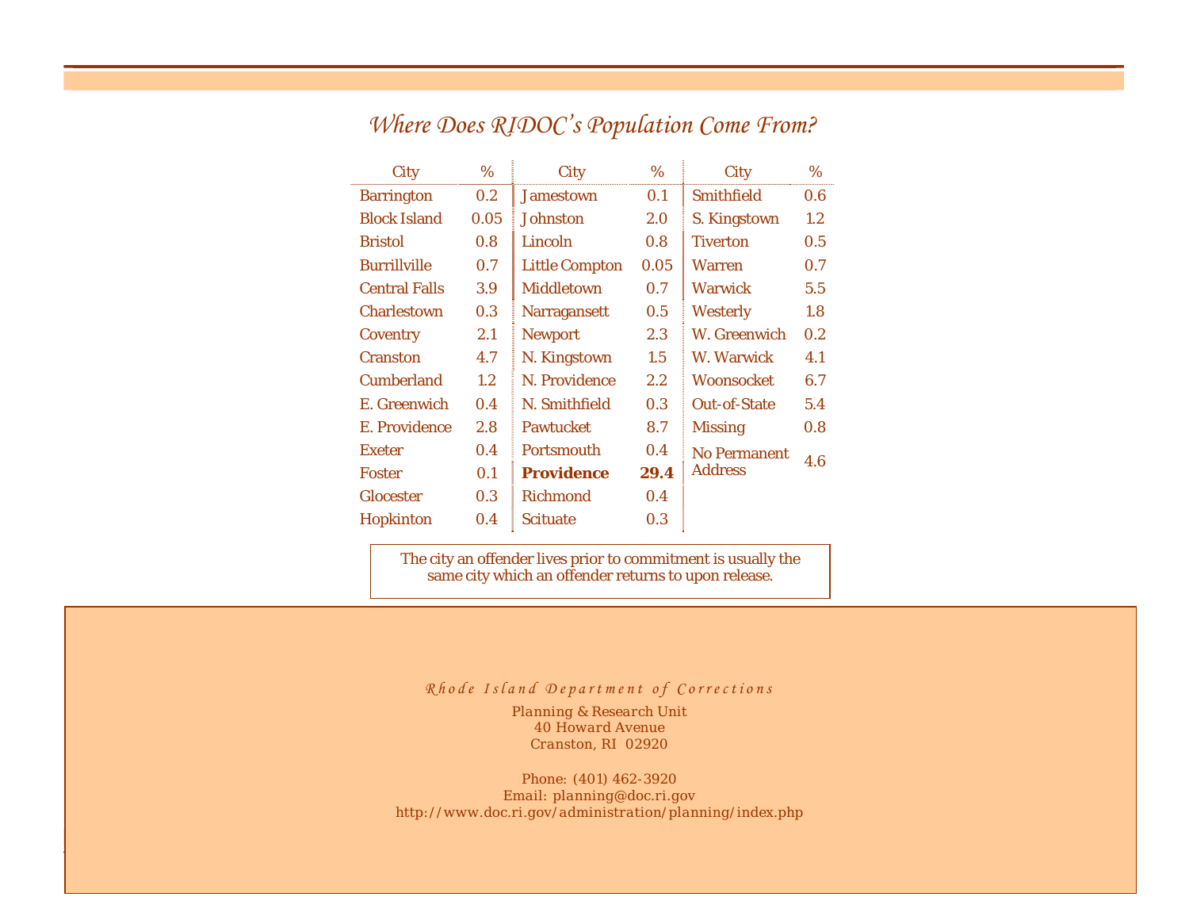## *Where Does RIDOC's Population Come From?*

| City | % | City | % | City | % |
|---|---|---|---|---|---|
| Barrington | 0.2 | Jamestown | 0.1 | Smithfield | 0.6 |
| Block Island | 0.05 | Johnston | 2.0 | S. Kingstown | 1.2 |
| Bristol | 0.8 | Lincoln | 0.8 | Tiverton | 0.5 |
| Burrillville | 0.7 | Little Compton | 0.05 | Warren | 0.7 |
| Central Falls | 3.9 | Middletown | 0.7 | Warwick | 5.5 |
| Charlestown | 0.3 | Narragansett | 0.5 | Westerly | 1.8 |
| Coventry | 2.1 | Newport | 2.3 | W. Greenwich | 0.2 |
| Cranston | 4.7 | N. Kingstown | 1.5 | W. Warwick | 4.1 |
| Cumberland | 1.2 | N. Providence | 2.2 | Woonsocket | 6.7 |
| E. Greenwich | 0.4 | N. Smithfield | 0.3 | Out-of-State | 5.4 |
| E. Providence | 2.8 | Pawtucket | 8.7 | Missing | 0.8 |
| Exeter | 0.4 | Portsmouth | 0.4 | No Permanent Address | 4.6 |
| Foster | 0.1 | **Providence** | **29.4** | | |
| Glocester | 0.3 | Richmond | 0.4 | | |
| Hopkinton | 0.4 | Scituate | 0.3 | | |

The city an offender lives prior to commitment is usually the same city which an offender returns to upon release.

*Rhode Island Department of Corrections*

Planning & Research Unit
40 Howard Avenue
Cranston, RI 02920

Phone: (401) 462-3920
Email: planning@doc.ri.gov
http://www.doc.ri.gov/administration/planning/index.php